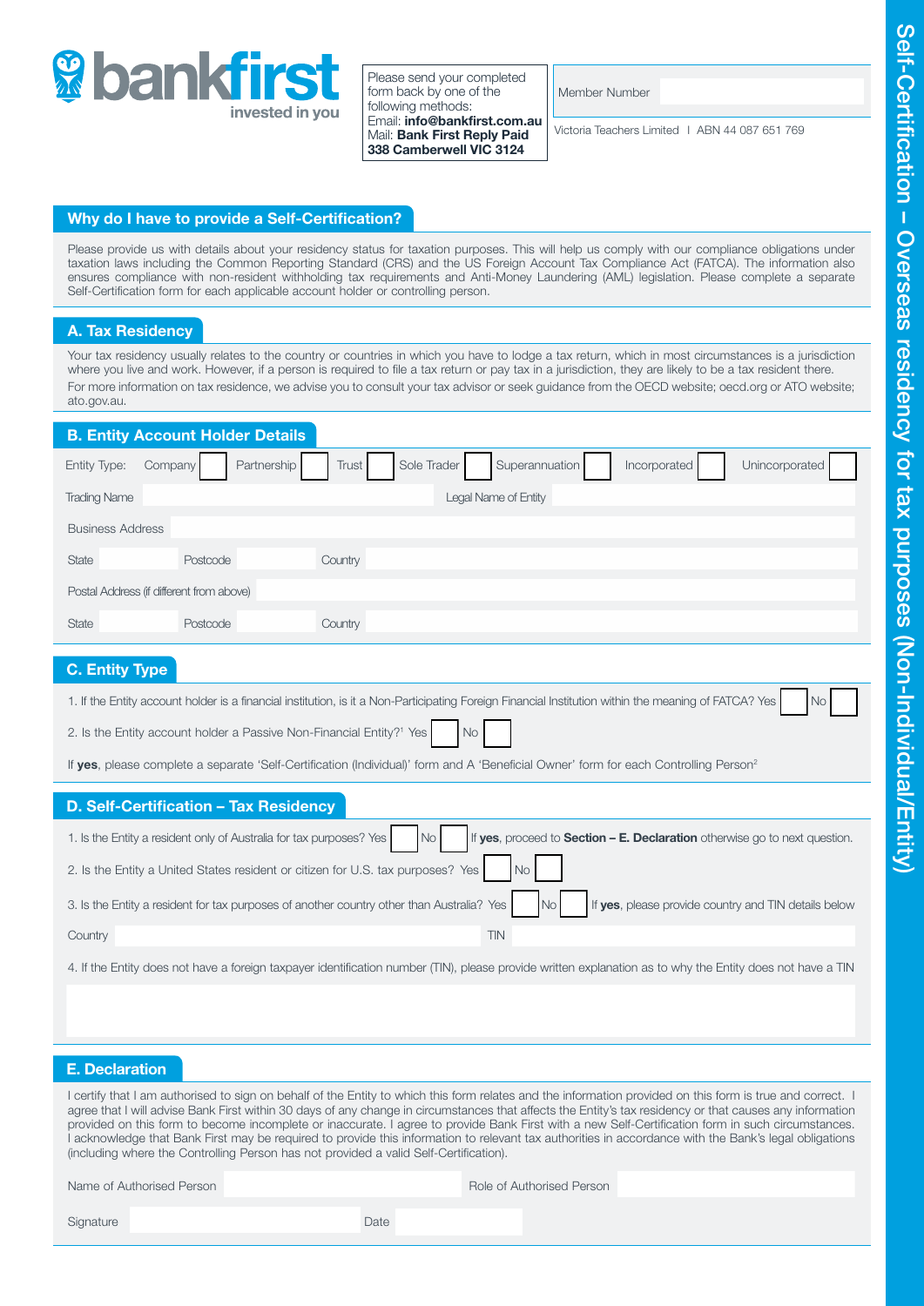# Self-Certification – Overseas residency for tax purposes (Non-Individual/Entity)

**bankfirst** invested in you

Please send your completed form back by one of the following methods:
Email: **info@bankfirst.com.au**
Mail: **Bank First Reply Paid 338 Camberwell VIC 3124**

Member Number

Victoria Teachers Limited | ABN 44 087 651 769

## Why do I have to provide a Self-Certification?

Please provide us with details about your residency status for taxation purposes. This will help us comply with our compliance obligations under taxation laws including the Common Reporting Standard (CRS) and the US Foreign Account Tax Compliance Act (FATCA). The information also ensures compliance with non-resident withholding tax requirements and Anti-Money Laundering (AML) legislation. Please complete a separate Self-Certification form for each applicable account holder or controlling person.

## A. Tax Residency

Your tax residency usually relates to the country or countries in which you have to lodge a tax return, which in most circumstances is a jurisdiction where you live and work. However, if a person is required to file a tax return or pay tax in a jurisdiction, they are likely to be a tax resident there.

For more information on tax residence, we advise you to consult your tax advisor or seek guidance from the OECD website; oecd.org or ATO website; ato.gov.au.

## B. Entity Account Holder Details

Entity Type: Company ☐ Partnership ☐ Trust ☐ Sole Trader ☐ Superannuation ☐ Incorporated ☐ Unincorporated ☐

Trading Name ______ Legal Name of Entity ______

Business Address ______

State ______ Postcode ______ Country ______

Postal Address (if different from above) ______

State ______ Postcode ______ Country ______

## C. Entity Type

1. If the Entity account holder is a financial institution, is it a Non-Participating Foreign Financial Institution within the meaning of FATCA? Yes ☐ No ☐

2. Is the Entity account holder a Passive Non-Financial Entity?[1] Yes ☐ No ☐

If **yes**, please complete a separate 'Self-Certification (Individual)' form and A 'Beneficial Owner' form for each Controlling Person[2]

## D. Self-Certification – Tax Residency

1. Is the Entity a resident only of Australia for tax purposes? Yes ☐ No ☐ If **yes**, proceed to **Section – E. Declaration** otherwise go to next question.

2. Is the Entity a United States resident or citizen for U.S. tax purposes? Yes ☐ No ☐

3. Is the Entity a resident for tax purposes of another country other than Australia? Yes ☐ No ☐ If **yes**, please provide country and TIN details below

Country ______ TIN ______

4. If the Entity does not have a foreign taxpayer identification number (TIN), please provide written explanation as to why the Entity does not have a TIN

______

## E. Declaration

I certify that I am authorised to sign on behalf of the Entity to which this form relates and the information provided on this form is true and correct. I agree that I will advise Bank First within 30 days of any change in circumstances that affects the Entity's tax residency or that causes any information provided on this form to become incomplete or inaccurate. I agree to provide Bank First with a new Self-Certification form in such circumstances. I acknowledge that Bank First may be required to provide this information to relevant tax authorities in accordance with the Bank's legal obligations (including where the Controlling Person has not provided a valid Self-Certification).

Name of Authorised Person ______ Role of Authorised Person ______

Signature ______ Date ______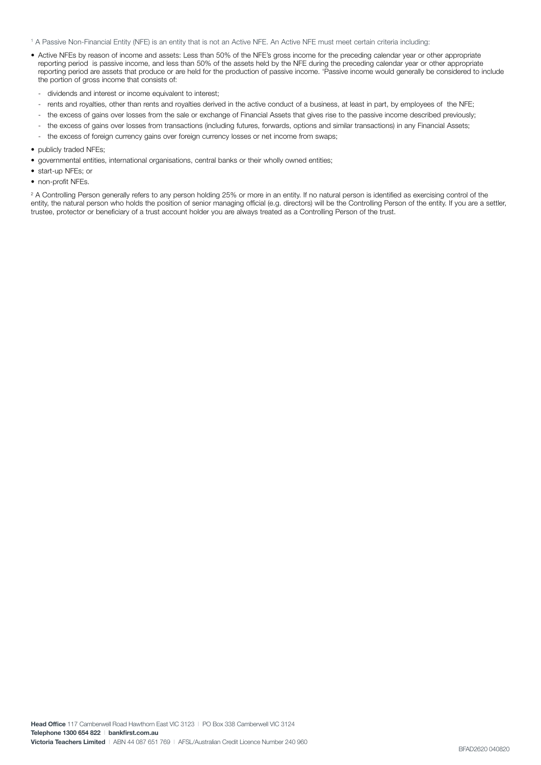[1] A Passive Non-Financial Entity (NFE) is an entity that is not an Active NFE. An Active NFE must meet certain criteria including:

- Active NFEs by reason of income and assets: Less than 50% of the NFE's gross income for the preceding calendar year or other appropriate reporting period is passive income, and less than 50% of the assets held by the NFE during the preceding calendar year or other appropriate reporting period are assets that produce or are held for the production of passive income. 'Passive income would generally be considered to include the portion of gross income that consists of:
  - dividends and interest or income equivalent to interest;
  - rents and royalties, other than rents and royalties derived in the active conduct of a business, at least in part, by employees of the NFE;
  - the excess of gains over losses from the sale or exchange of Financial Assets that gives rise to the passive income described previously;
  - the excess of gains over losses from transactions (including futures, forwards, options and similar transactions) in any Financial Assets;
  - the excess of foreign currency gains over foreign currency losses or net income from swaps;
- publicly traded NFEs;
- governmental entities, international organisations, central banks or their wholly owned entities;
- start-up NFEs; or
- non-profit NFEs.

[2] A Controlling Person generally refers to any person holding 25% or more in an entity. If no natural person is identified as exercising control of the entity, the natural person who holds the position of senior managing official (e.g. directors) will be the Controlling Person of the entity. If you are a settler, trustee, protector or beneficiary of a trust account holder you are always treated as a Controlling Person of the trust.

**Head Office** 117 Camberwell Road Hawthorn East VIC 3123 | PO Box 338 Camberwell VIC 3124
**Telephone 1300 654 822** | **bankfirst.com.au**
**Victoria Teachers Limited** | ABN 44 087 651 769 | AFSL/Australian Credit Licence Number 240 960

BFAD2620 040820